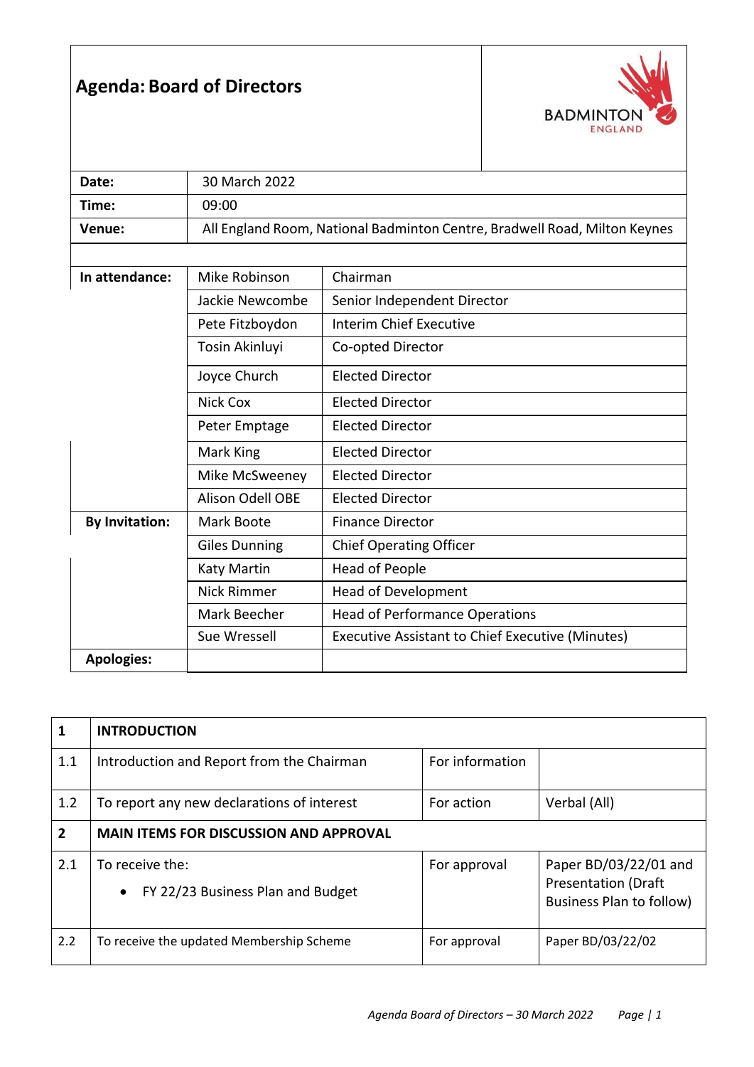# Agenda: Board of Directors

BADMINTON ENGLAND

| | | |
|---|---|---|
| **Date:** | 30 March 2022 | |
| **Time:** | 09:00 | |
| **Venue:** | All England Room, National Badminton Centre, Bradwell Road, Milton Keynes | |
| | | |
| **In attendance:** | Mike Robinson | Chairman |
| | Jackie Newcombe | Senior Independent Director |
| | Pete Fitzboydon | Interim Chief Executive |
| | Tosin Akinluyi | Co-opted Director |
| | Joyce Church | Elected Director |
| | Nick Cox | Elected Director |
| | Peter Emptage | Elected Director |
| | Mark King | Elected Director |
| | Mike McSweeney | Elected Director |
| | Alison Odell OBE | Elected Director |
| **By Invitation:** | Mark Boote | Finance Director |
| | Giles Dunning | Chief Operating Officer |
| | Katy Martin | Head of People |
| | Nick Rimmer | Head of Development |
| | Mark Beecher | Head of Performance Operations |
| | Sue Wressell | Executive Assistant to Chief Executive (Minutes) |
| **Apologies:** | | |

| | | | |
|---|---|---|---|
| **1** | **INTRODUCTION** | | |
| 1.1 | Introduction and Report from the Chairman | For information | |
| 1.2 | To report any new declarations of interest | For action | Verbal (All) |
| **2** | **MAIN ITEMS FOR DISCUSSION AND APPROVAL** | | |
| 2.1 | To receive the:<br>• FY 22/23 Business Plan and Budget | For approval | Paper BD/03/22/01 and Presentation (Draft Business Plan to follow) |
| 2.2 | To receive the updated Membership Scheme | For approval | Paper BD/03/22/02 |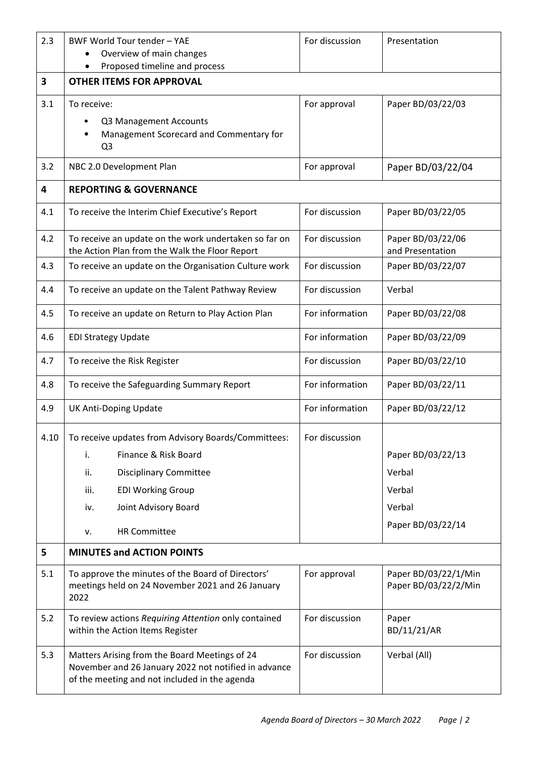| | | | |
|---|---|---|---|
| 2.3 | BWF World Tour tender – YAE<br>• Overview of main changes<br>• Proposed timeline and process | For discussion | Presentation |
| **3** | **OTHER ITEMS FOR APPROVAL** | | |
| 3.1 | To receive:<br>• Q3 Management Accounts<br>• Management Scorecard and Commentary for Q3 | For approval | Paper BD/03/22/03 |
| 3.2 | NBC 2.0 Development Plan | For approval | Paper BD/03/22/04 |
| **4** | **REPORTING & GOVERNANCE** | | |
| 4.1 | To receive the Interim Chief Executive's Report | For discussion | Paper BD/03/22/05 |
| 4.2 | To receive an update on the work undertaken so far on the Action Plan from the Walk the Floor Report | For discussion | Paper BD/03/22/06 and Presentation |
| 4.3 | To receive an update on the Organisation Culture work | For discussion | Paper BD/03/22/07 |
| 4.4 | To receive an update on the Talent Pathway Review | For discussion | Verbal |
| 4.5 | To receive an update on Return to Play Action Plan | For information | Paper BD/03/22/08 |
| 4.6 | EDI Strategy Update | For information | Paper BD/03/22/09 |
| 4.7 | To receive the Risk Register | For discussion | Paper BD/03/22/10 |
| 4.8 | To receive the Safeguarding Summary Report | For information | Paper BD/03/22/11 |
| 4.9 | UK Anti-Doping Update | For information | Paper BD/03/22/12 |
| 4.10 | To receive updates from Advisory Boards/Committees:<br>i. Finance & Risk Board<br>ii. Disciplinary Committee<br>iii. EDI Working Group<br>iv. Joint Advisory Board<br>v. HR Committee | For discussion | <br>Paper BD/03/22/13<br>Verbal<br>Verbal<br>Verbal<br>Paper BD/03/22/14 |
| **5** | **MINUTES and ACTION POINTS** | | |
| 5.1 | To approve the minutes of the Board of Directors' meetings held on 24 November 2021 and 26 January 2022 | For approval | Paper BD/03/22/1/Min<br>Paper BD/03/22/2/Min |
| 5.2 | To review actions *Requiring Attention* only contained within the Action Items Register | For discussion | Paper BD/11/21/AR |
| 5.3 | Matters Arising from the Board Meetings of 24 November and 26 January 2022 not notified in advance of the meeting and not included in the agenda | For discussion | Verbal (All) |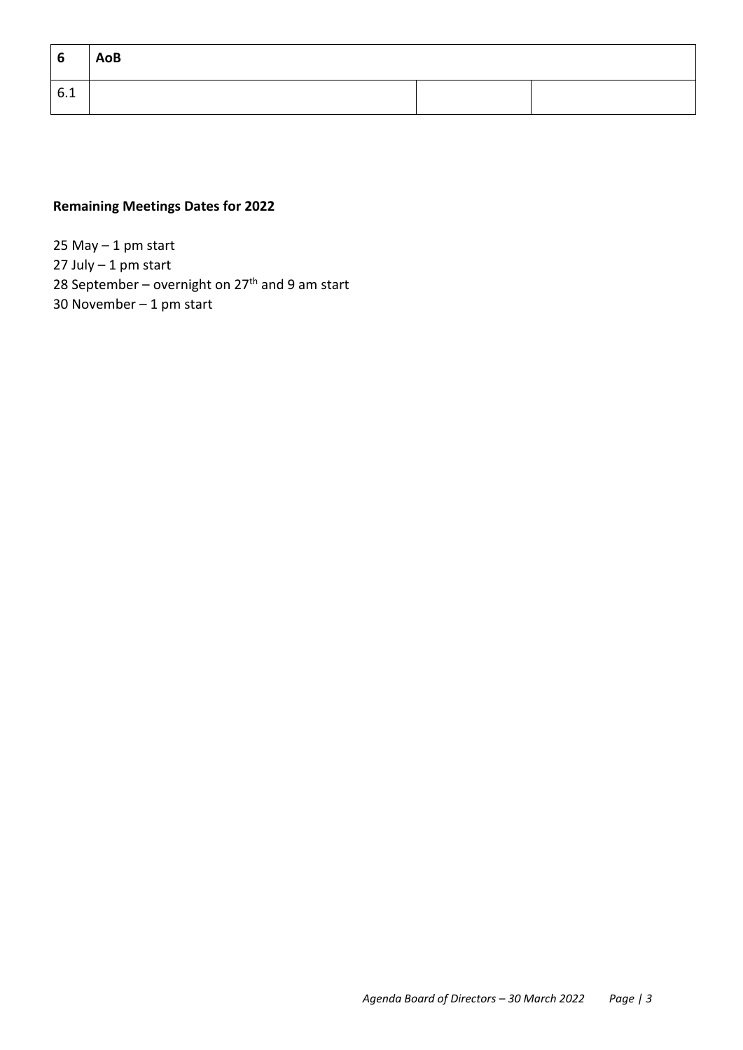| | | | |
|---|---|---|---|
| **6** | **AoB** | | |
| 6.1 | | | |

**Remaining Meetings Dates for 2022**

25 May – 1 pm start
27 July – 1 pm start
28 September – overnight on 27th and 9 am start
30 November – 1 pm start